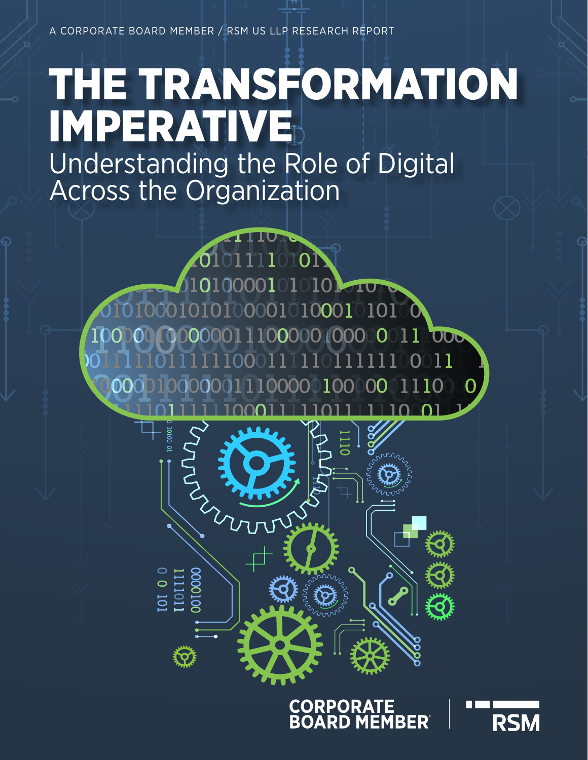A CORPORATE BOARD MEMBER / RSM US LLP RESEARCH REPORT

# THE TRANSFORMATION IMPERATIVE

## Understanding the Role of Digital Across the Organization

CORPORATE BOARD MEMBER

RSM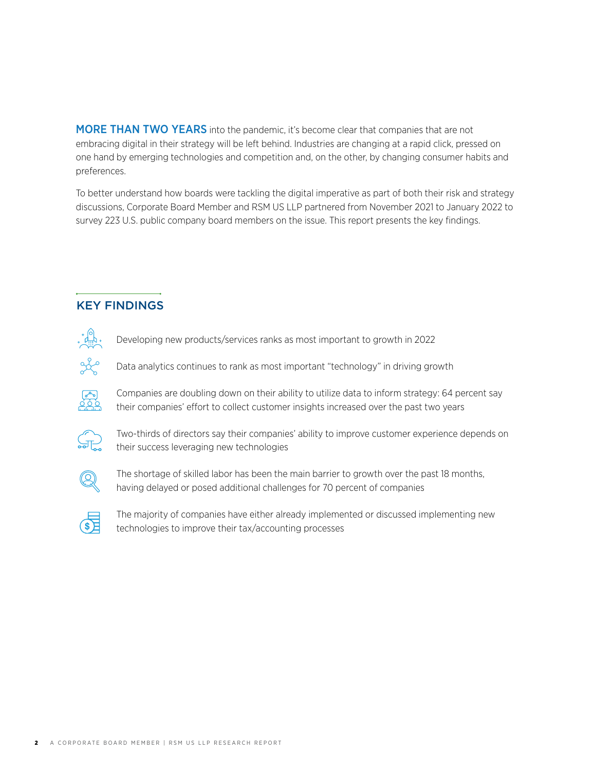**MORE THAN TWO YEARS** into the pandemic, it's become clear that companies that are not embracing digital in their strategy will be left behind. Industries are changing at a rapid click, pressed on one hand by emerging technologies and competition and, on the other, by changing consumer habits and preferences.

To better understand how boards were tackling the digital imperative as part of both their risk and strategy discussions, Corporate Board Member and RSM US LLP partnered from November 2021 to January 2022 to survey 223 U.S. public company board members on the issue. This report presents the key findings.

## KEY FINDINGS

- Developing new products/services ranks as most important to growth in 2022
- Data analytics continues to rank as most important "technology" in driving growth
- Companies are doubling down on their ability to utilize data to inform strategy: 64 percent say their companies' effort to collect customer insights increased over the past two years
- Two-thirds of directors say their companies' ability to improve customer experience depends on their success leveraging new technologies
- The shortage of skilled labor has been the main barrier to growth over the past 18 months, having delayed or posed additional challenges for 70 percent of companies
- The majority of companies have either already implemented or discussed implementing new technologies to improve their tax/accounting processes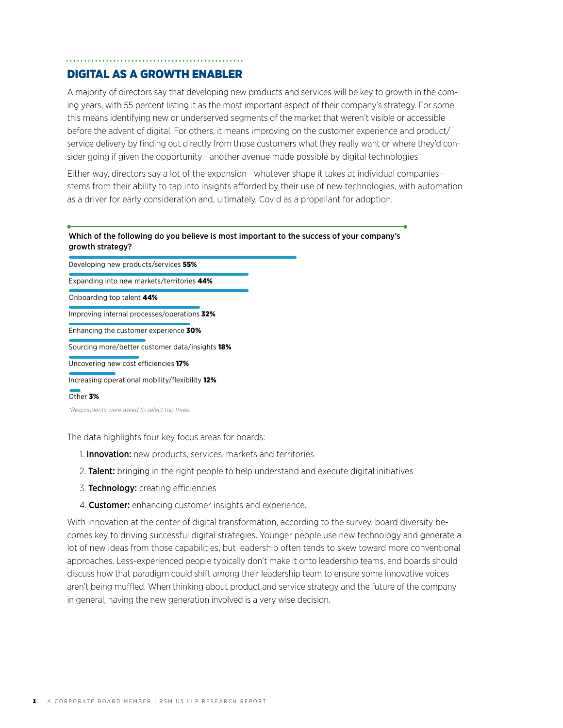## DIGITAL AS A GROWTH ENABLER

A majority of directors say that developing new products and services will be key to growth in the coming years, with 55 percent listing it as the most important aspect of their company's strategy. For some, this means identifying new or underserved segments of the market that weren't visible or accessible before the advent of digital. For others, it means improving on the customer experience and product/service delivery by finding out directly from those customers what they really want or where they'd consider going if given the opportunity—another avenue made possible by digital technologies.

Either way, directors say a lot of the expansion—whatever shape it takes at individual companies—stems from their ability to tap into insights afforded by their use of new technologies, with automation as a driver for early consideration and, ultimately, Covid as a propellant for adoption.

**Which of the following do you believe is most important to the success of your company's growth strategy?**

| Response | Percentage |
|---|---|
| Developing new products/services | **55%** |
| Expanding into new markets/territories | **44%** |
| Onboarding top talent | **44%** |
| Improving internal processes/operations | **32%** |
| Enhancing the customer experience | **30%** |
| Sourcing more/better customer data/insights | **18%** |
| Uncovering new cost efficiencies | **17%** |
| Increasing operational mobility/flexibility | **12%** |
| Other | **3%** |

*\*Respondents were asked to select top three.*

The data highlights four key focus areas for boards:

1. **Innovation:** new products, services, markets and territories
2. **Talent:** bringing in the right people to help understand and execute digital initiatives
3. **Technology:** creating efficiencies
4. **Customer:** enhancing customer insights and experience.

With innovation at the center of digital transformation, according to the survey, board diversity becomes key to driving successful digital strategies. Younger people use new technology and generate a lot of new ideas from those capabilities, but leadership often tends to skew toward more conventional approaches. Less-experienced people typically don't make it onto leadership teams, and boards should discuss how that paradigm could shift among their leadership team to ensure some innovative voices aren't being muffled. When thinking about product and service strategy and the future of the company in general, having the new generation involved is a very wise decision.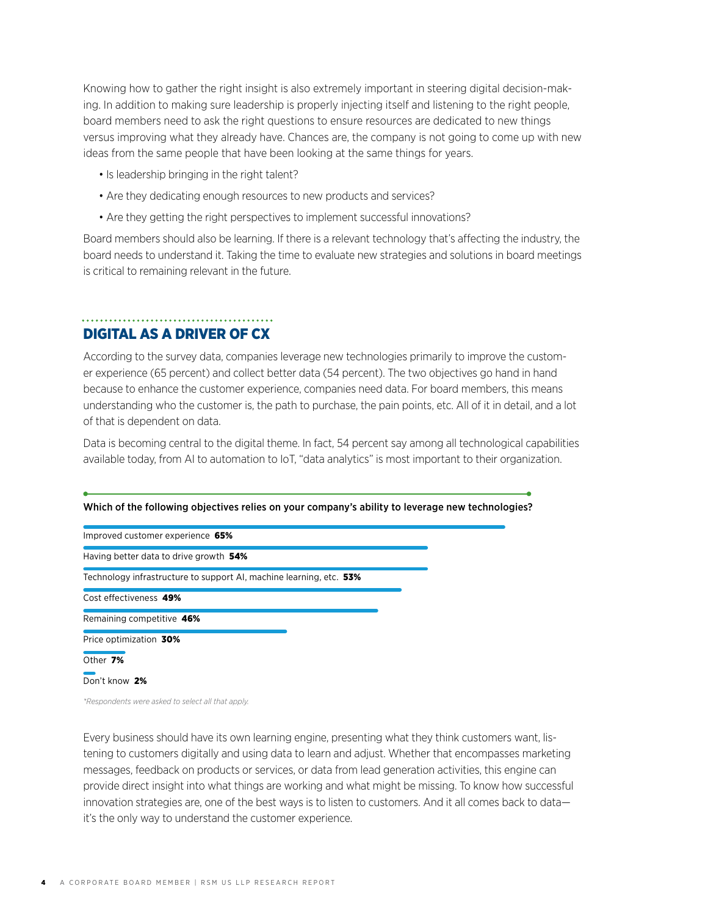Knowing how to gather the right insight is also extremely important in steering digital decision-making. In addition to making sure leadership is properly injecting itself and listening to the right people, board members need to ask the right questions to ensure resources are dedicated to new things versus improving what they already have. Chances are, the company is not going to come up with new ideas from the same people that have been looking at the same things for years.

- Is leadership bringing in the right talent?
- Are they dedicating enough resources to new products and services?
- Are they getting the right perspectives to implement successful innovations?

Board members should also be learning. If there is a relevant technology that's affecting the industry, the board needs to understand it. Taking the time to evaluate new strategies and solutions in board meetings is critical to remaining relevant in the future.

## DIGITAL AS A DRIVER OF CX

According to the survey data, companies leverage new technologies primarily to improve the customer experience (65 percent) and collect better data (54 percent). The two objectives go hand in hand because to enhance the customer experience, companies need data. For board members, this means understanding who the customer is, the path to purchase, the pain points, etc. All of it in detail, and a lot of that is dependent on data.

Data is becoming central to the digital theme. In fact, 54 percent say among all technological capabilities available today, from AI to automation to IoT, "data analytics" is most important to their organization.

**Which of the following objectives relies on your company's ability to leverage new technologies?**

| Objective | Percent |
| --- | --- |
| Improved customer experience | **65%** |
| Having better data to drive growth | **54%** |
| Technology infrastructure to support AI, machine learning, etc. | **53%** |
| Cost effectiveness | **49%** |
| Remaining competitive | **46%** |
| Price optimization | **30%** |
| Other | **7%** |
| Don't know | **2%** |

*\*Respondents were asked to select all that apply.*

Every business should have its own learning engine, presenting what they think customers want, listening to customers digitally and using data to learn and adjust. Whether that encompasses marketing messages, feedback on products or services, or data from lead generation activities, this engine can provide direct insight into what things are working and what might be missing. To know how successful innovation strategies are, one of the best ways is to listen to customers. And it all comes back to data—it's the only way to understand the customer experience.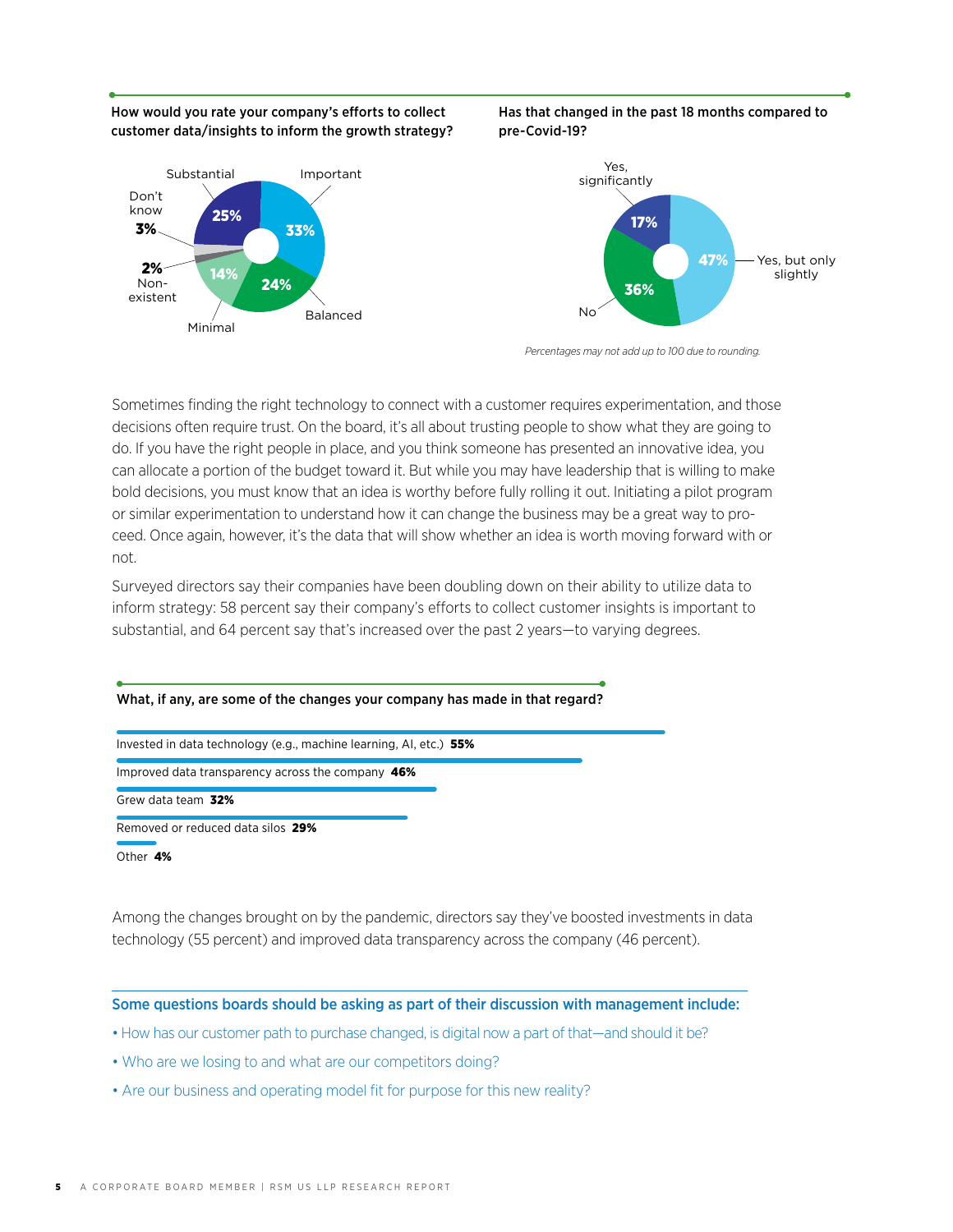**How would you rate your company's efforts to collect customer data/insights to inform the growth strategy?**

| Response | Percentage |
|---|---|
| Important | 33% |
| Balanced | 24% |
| Minimal | 14% |
| Non-existent | 2% |
| Don't know | 3% |
| Substantial | 25% |

**Has that changed in the past 18 months compared to pre-Covid-19?**

| Response | Percentage |
|---|---|
| Yes, but only slightly | 47% |
| No | 36% |
| Yes, significantly | 17% |

*Percentages may not add up to 100 due to rounding.*

Sometimes finding the right technology to connect with a customer requires experimentation, and those decisions often require trust. On the board, it's all about trusting people to show what they are going to do. If you have the right people in place, and you think someone has presented an innovative idea, you can allocate a portion of the budget toward it. But while you may have leadership that is willing to make bold decisions, you must know that an idea is worthy before fully rolling it out. Initiating a pilot program or similar experimentation to understand how it can change the business may be a great way to proceed. Once again, however, it's the data that will show whether an idea is worth moving forward with or not.

Surveyed directors say their companies have been doubling down on their ability to utilize data to inform strategy: 58 percent say their company's efforts to collect customer insights is important to substantial, and 64 percent say that's increased over the past 2 years—to varying degrees.

**What, if any, are some of the changes your company has made in that regard?**

| Change | Percentage |
|---|---|
| Invested in data technology (e.g., machine learning, AI, etc.) | **55%** |
| Improved data transparency across the company | **46%** |
| Grew data team | **32%** |
| Removed or reduced data silos | **29%** |
| Other | **4%** |

Among the changes brought on by the pandemic, directors say they've boosted investments in data technology (55 percent) and improved data transparency across the company (46 percent).

**Some questions boards should be asking as part of their discussion with management include:**

- How has our customer path to purchase changed, is digital now a part of that—and should it be?
- Who are we losing to and what are our competitors doing?
- Are our business and operating model fit for purpose for this new reality?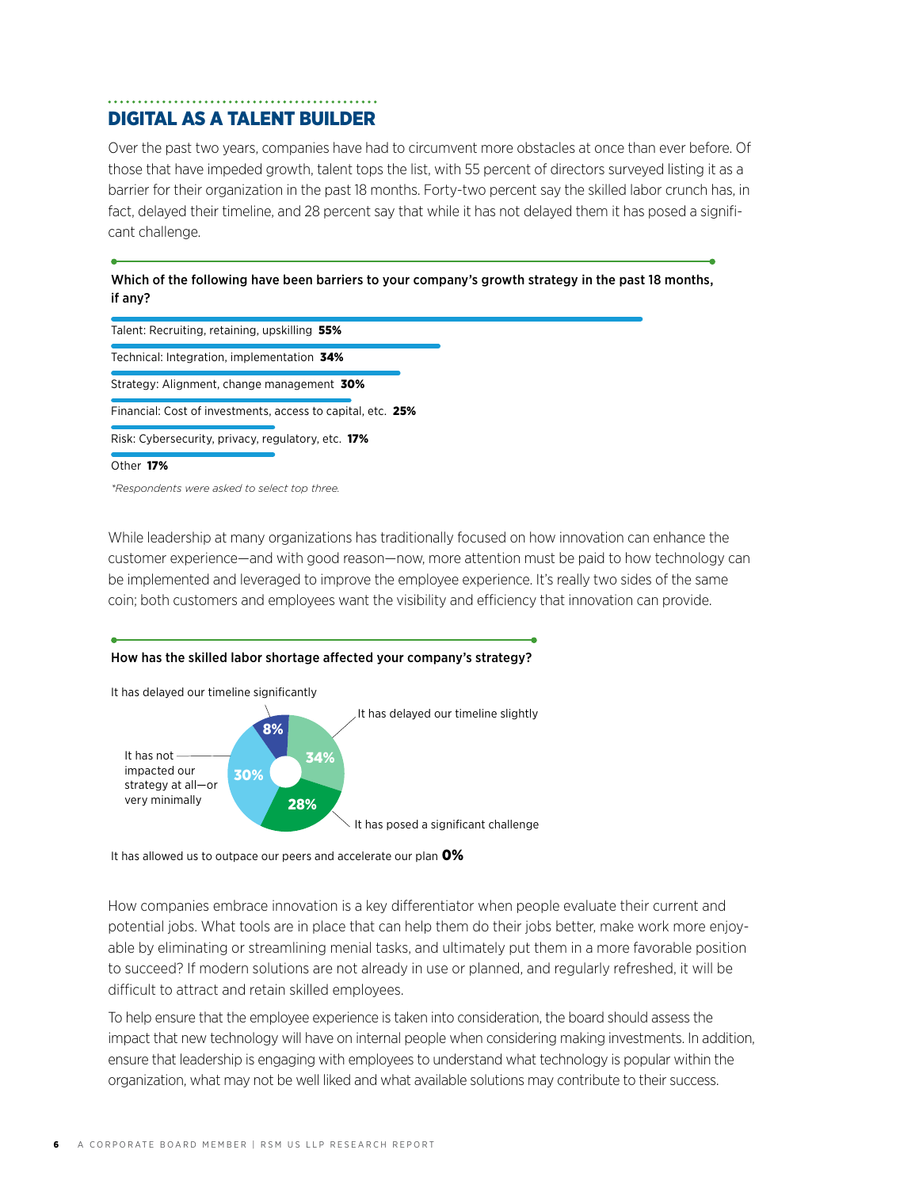## DIGITAL AS A TALENT BUILDER

Over the past two years, companies have had to circumvent more obstacles at once than ever before. Of those that have impeded growth, talent tops the list, with 55 percent of directors surveyed listing it as a barrier for their organization in the past 18 months. Forty-two percent say the skilled labor crunch has, in fact, delayed their timeline, and 28 percent say that while it has not delayed them it has posed a significant challenge.

**Which of the following have been barriers to your company's growth strategy in the past 18 months, if any?**

| Barrier | Percent |
|---|---|
| Talent: Recruiting, retaining, upskilling | **55%** |
| Technical: Integration, implementation | **34%** |
| Strategy: Alignment, change management | **30%** |
| Financial: Cost of investments, access to capital, etc. | **25%** |
| Risk: Cybersecurity, privacy, regulatory, etc. | **17%** |
| Other | **17%** |

*\*Respondents were asked to select top three.*

While leadership at many organizations has traditionally focused on how innovation can enhance the customer experience—and with good reason—now, more attention must be paid to how technology can be implemented and leveraged to improve the employee experience. It's really two sides of the same coin; both customers and employees want the visibility and efficiency that innovation can provide.

**How has the skilled labor shortage affected your company's strategy?**

| Response | Percent |
|---|---|
| It has delayed our timeline significantly | 8% |
| It has delayed our timeline slightly | 34% |
| It has posed a significant challenge | 28% |
| It has not impacted our strategy at all—or very minimally | 30% |
| It has allowed us to outpace our peers and accelerate our plan | **0%** |

How companies embrace innovation is a key differentiator when people evaluate their current and potential jobs. What tools are in place that can help them do their jobs better, make work more enjoyable by eliminating or streamlining menial tasks, and ultimately put them in a more favorable position to succeed? If modern solutions are not already in use or planned, and regularly refreshed, it will be difficult to attract and retain skilled employees.

To help ensure that the employee experience is taken into consideration, the board should assess the impact that new technology will have on internal people when considering making investments. In addition, ensure that leadership is engaging with employees to understand what technology is popular within the organization, what may not be well liked and what available solutions may contribute to their success.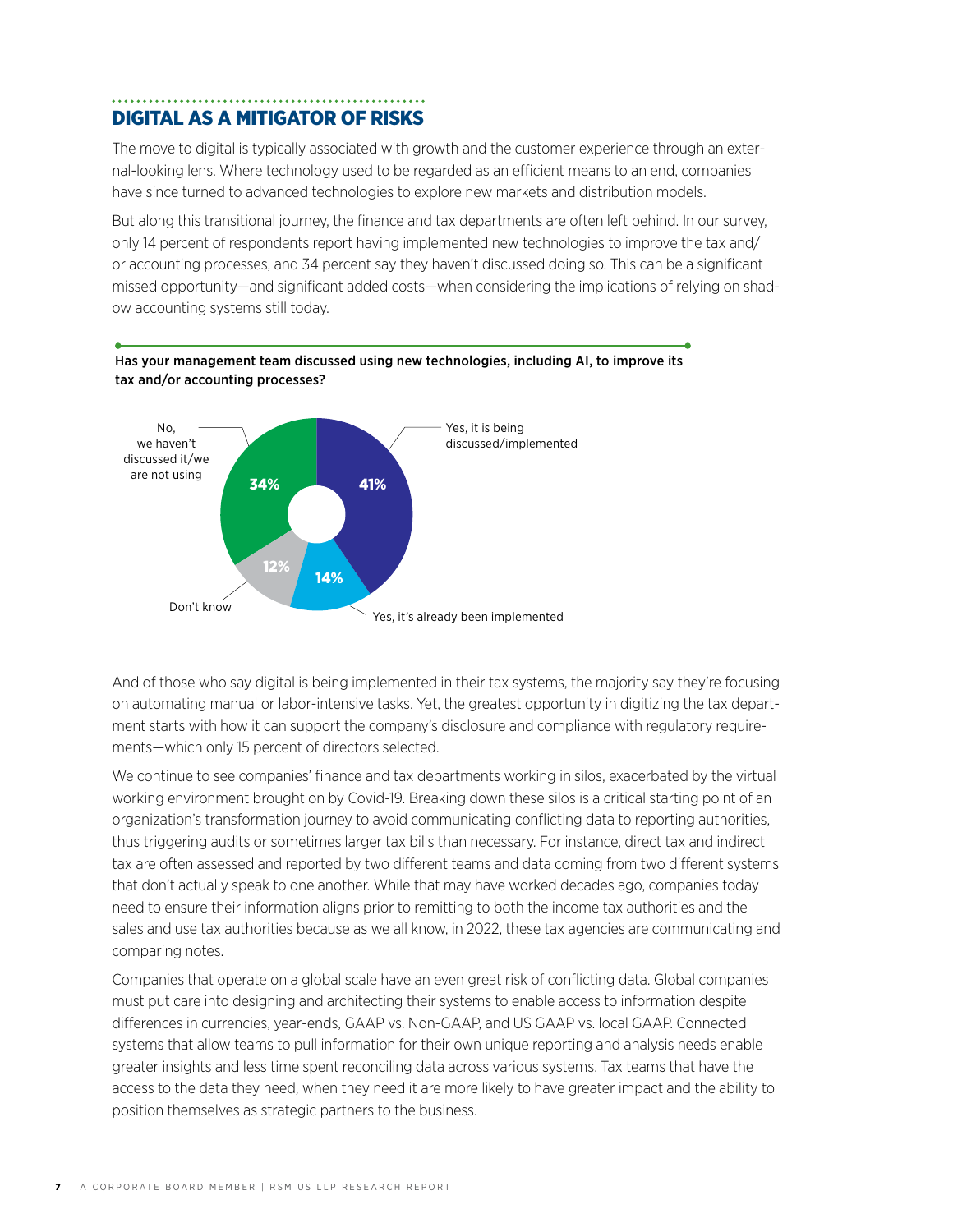## DIGITAL AS A MITIGATOR OF RISKS

The move to digital is typically associated with growth and the customer experience through an external-looking lens. Where technology used to be regarded as an efficient means to an end, companies have since turned to advanced technologies to explore new markets and distribution models.

But along this transitional journey, the finance and tax departments are often left behind. In our survey, only 14 percent of respondents report having implemented new technologies to improve the tax and/or accounting processes, and 34 percent say they haven't discussed doing so. This can be a significant missed opportunity—and significant added costs—when considering the implications of relying on shadow accounting systems still today.

**Has your management team discussed using new technologies, including AI, to improve its tax and/or accounting processes?**

| Response | Percent |
| --- | --- |
| Yes, it is being discussed/implemented | 41% |
| Yes, it's already been implemented | 14% |
| Don't know | 12% |
| No, we haven't discussed it/we are not using | 34% |

And of those who say digital is being implemented in their tax systems, the majority say they're focusing on automating manual or labor-intensive tasks. Yet, the greatest opportunity in digitizing the tax department starts with how it can support the company's disclosure and compliance with regulatory requirements—which only 15 percent of directors selected.

We continue to see companies' finance and tax departments working in silos, exacerbated by the virtual working environment brought on by Covid-19. Breaking down these silos is a critical starting point of an organization's transformation journey to avoid communicating conflicting data to reporting authorities, thus triggering audits or sometimes larger tax bills than necessary. For instance, direct tax and indirect tax are often assessed and reported by two different teams and data coming from two different systems that don't actually speak to one another. While that may have worked decades ago, companies today need to ensure their information aligns prior to remitting to both the income tax authorities and the sales and use tax authorities because as we all know, in 2022, these tax agencies are communicating and comparing notes.

Companies that operate on a global scale have an even great risk of conflicting data. Global companies must put care into designing and architecting their systems to enable access to information despite differences in currencies, year-ends, GAAP vs. Non-GAAP, and US GAAP vs. local GAAP. Connected systems that allow teams to pull information for their own unique reporting and analysis needs enable greater insights and less time spent reconciling data across various systems. Tax teams that have the access to the data they need, when they need it are more likely to have greater impact and the ability to position themselves as strategic partners to the business.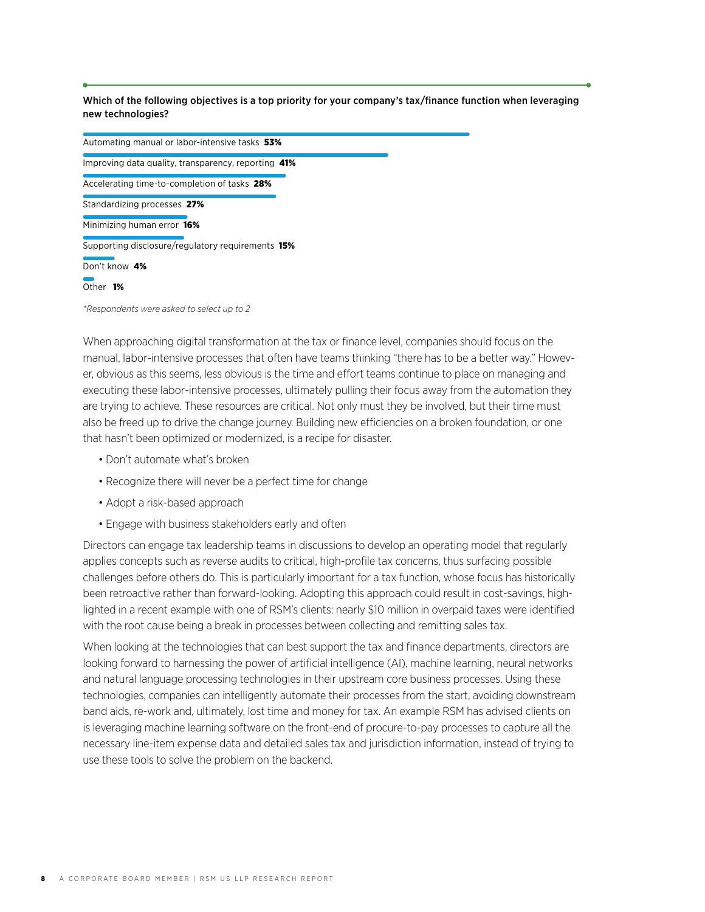**Which of the following objectives is a top priority for your company's tax/finance function when leveraging new technologies?**

| Objective | Percentage |
| --- | --- |
| Automating manual or labor-intensive tasks | **53%** |
| Improving data quality, transparency, reporting | **41%** |
| Accelerating time-to-completion of tasks | **28%** |
| Standardizing processes | **27%** |
| Minimizing human error | **16%** |
| Supporting disclosure/regulatory requirements | **15%** |
| Don't know | **4%** |
| Other | **1%** |

*\*Respondents were asked to select up to 2*

When approaching digital transformation at the tax or finance level, companies should focus on the manual, labor-intensive processes that often have teams thinking "there has to be a better way." However, obvious as this seems, less obvious is the time and effort teams continue to place on managing and executing these labor-intensive processes, ultimately pulling their focus away from the automation they are trying to achieve. These resources are critical. Not only must they be involved, but their time must also be freed up to drive the change journey. Building new efficiencies on a broken foundation, or one that hasn't been optimized or modernized, is a recipe for disaster.

- Don't automate what's broken
- Recognize there will never be a perfect time for change
- Adopt a risk-based approach
- Engage with business stakeholders early and often

Directors can engage tax leadership teams in discussions to develop an operating model that regularly applies concepts such as reverse audits to critical, high-profile tax concerns, thus surfacing possible challenges before others do. This is particularly important for a tax function, whose focus has historically been retroactive rather than forward-looking. Adopting this approach could result in cost-savings, highlighted in a recent example with one of RSM's clients: nearly $10 million in overpaid taxes were identified with the root cause being a break in processes between collecting and remitting sales tax.

When looking at the technologies that can best support the tax and finance departments, directors are looking forward to harnessing the power of artificial intelligence (AI), machine learning, neural networks and natural language processing technologies in their upstream core business processes. Using these technologies, companies can intelligently automate their processes from the start, avoiding downstream band aids, re-work and, ultimately, lost time and money for tax. An example RSM has advised clients on is leveraging machine learning software on the front-end of procure-to-pay processes to capture all the necessary line-item expense data and detailed sales tax and jurisdiction information, instead of trying to use these tools to solve the problem on the backend.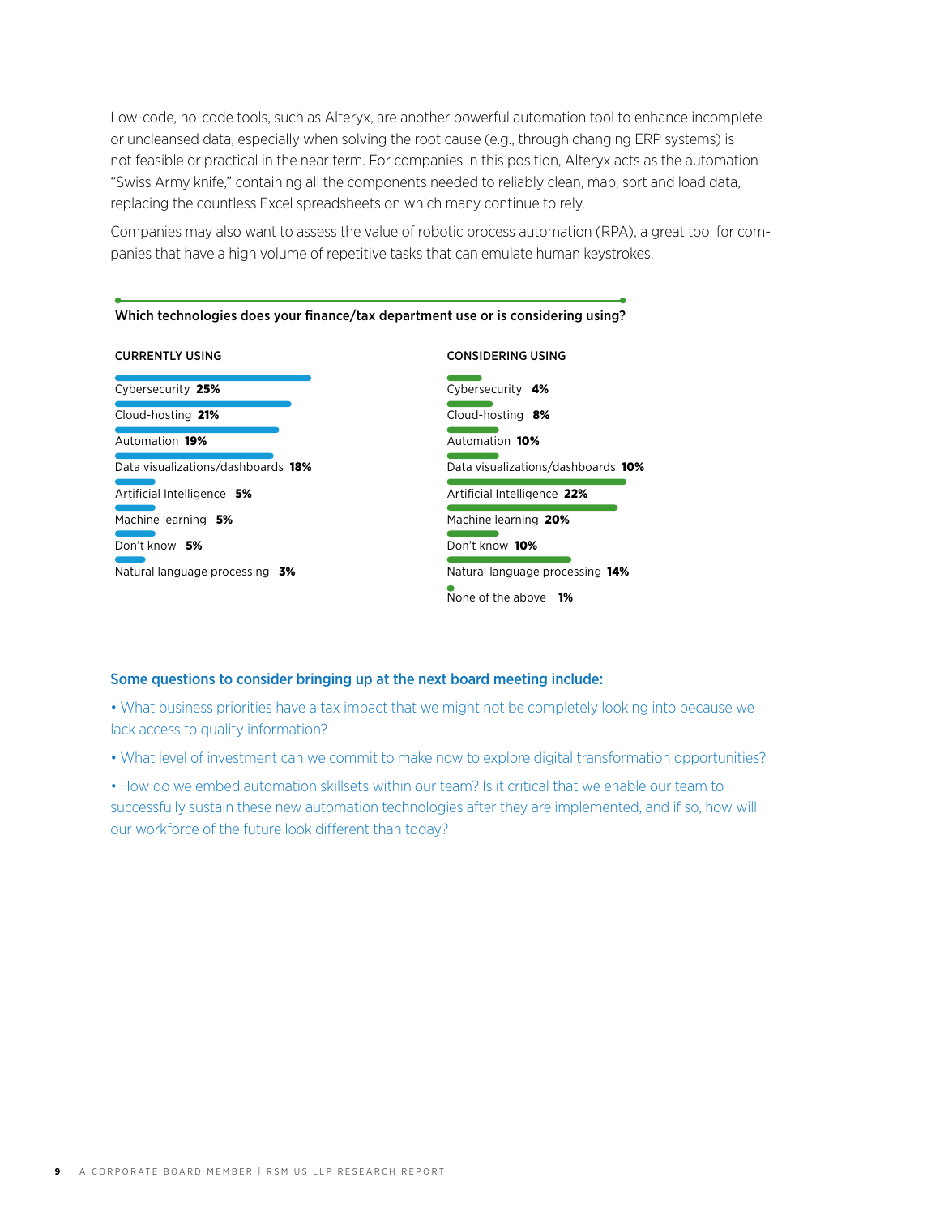Low-code, no-code tools, such as Alteryx, are another powerful automation tool to enhance incomplete or uncleansed data, especially when solving the root cause (e.g., through changing ERP systems) is not feasible or practical in the near term. For companies in this position, Alteryx acts as the automation "Swiss Army knife," containing all the components needed to reliably clean, map, sort and load data, replacing the countless Excel spreadsheets on which many continue to rely.

Companies may also want to assess the value of robotic process automation (RPA), a great tool for companies that have a high volume of repetitive tasks that can emulate human keystrokes.

**Which technologies does your finance/tax department use or is considering using?**

**CURRENTLY USING**

| Technology | % |
|---|---|
| Cybersecurity | 25% |
| Cloud-hosting | 21% |
| Automation | 19% |
| Data visualizations/dashboards | 18% |
| Artificial Intelligence | 5% |
| Machine learning | 5% |
| Don't know | 5% |
| Natural language processing | 3% |

**CONSIDERING USING**

| Technology | % |
|---|---|
| Cybersecurity | 4% |
| Cloud-hosting | 8% |
| Automation | 10% |
| Data visualizations/dashboards | 10% |
| Artificial Intelligence | 22% |
| Machine learning | 20% |
| Don't know | 10% |
| Natural language processing | 14% |
| None of the above | 1% |

### Some questions to consider bringing up at the next board meeting include:

- What business priorities have a tax impact that we might not be completely looking into because we lack access to quality information?
- What level of investment can we commit to make now to explore digital transformation opportunities?
- How do we embed automation skillsets within our team? Is it critical that we enable our team to successfully sustain these new automation technologies after they are implemented, and if so, how will our workforce of the future look different than today?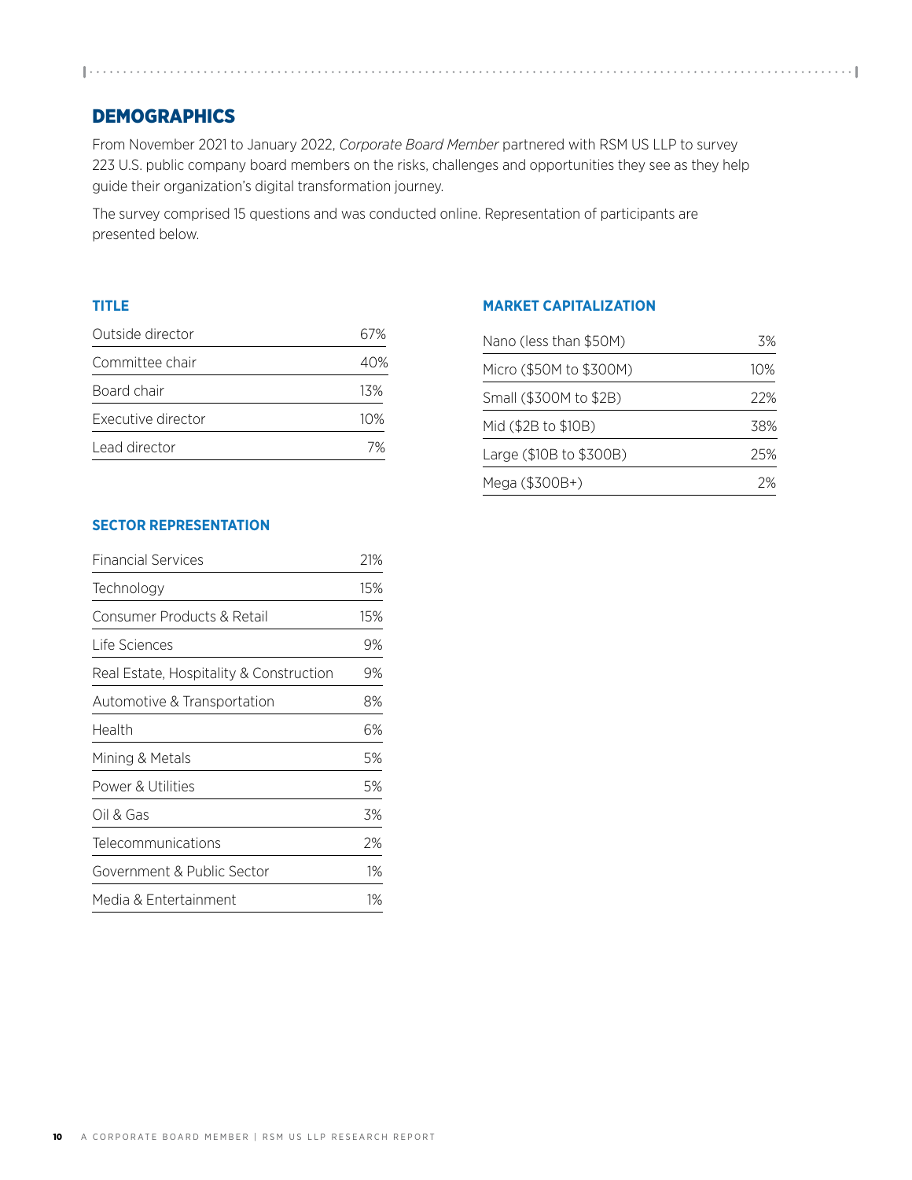## DEMOGRAPHICS

From November 2021 to January 2022, *Corporate Board Member* partnered with RSM US LLP to survey 223 U.S. public company board members on the risks, challenges and opportunities they see as they help guide their organization's digital transformation journey.

The survey comprised 15 questions and was conducted online. Representation of participants are presented below.

### TITLE

| | |
|---|---|
| Outside director | 67% |
| Committee chair | 40% |
| Board chair | 13% |
| Executive director | 10% |
| Lead director | 7% |

### MARKET CAPITALIZATION

| | |
|---|---|
| Nano (less than $50M) | 3% |
| Micro ($50M to $300M) | 10% |
| Small ($300M to $2B) | 22% |
| Mid ($2B to $10B) | 38% |
| Large ($10B to $300B) | 25% |
| Mega ($300B+) | 2% |

### SECTOR REPRESENTATION

| | |
|---|---|
| Financial Services | 21% |
| Technology | 15% |
| Consumer Products & Retail | 15% |
| Life Sciences | 9% |
| Real Estate, Hospitality & Construction | 9% |
| Automotive & Transportation | 8% |
| Health | 6% |
| Mining & Metals | 5% |
| Power & Utilities | 5% |
| Oil & Gas | 3% |
| Telecommunications | 2% |
| Government & Public Sector | 1% |
| Media & Entertainment | 1% |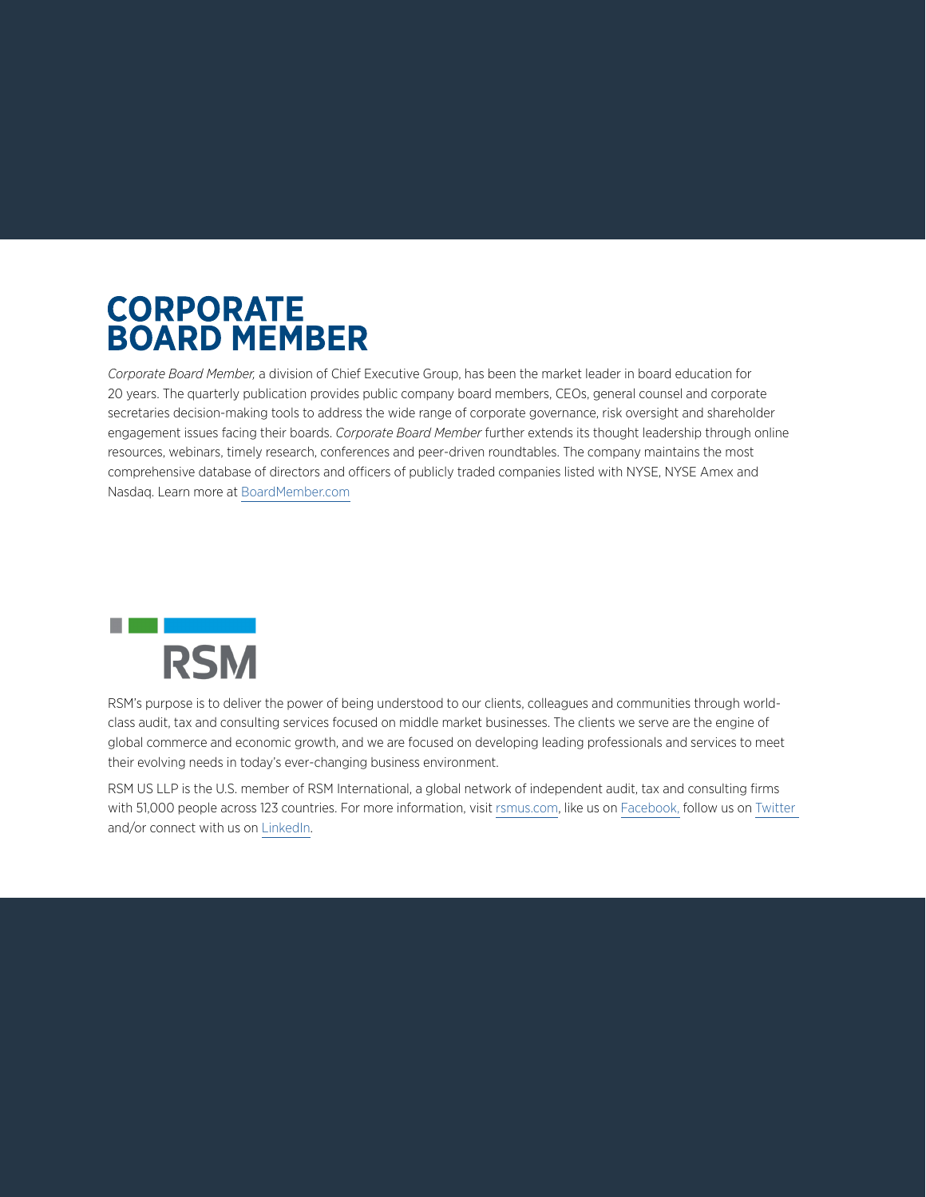# CORPORATE BOARD MEMBER

*Corporate Board Member,* a division of Chief Executive Group, has been the market leader in board education for 20 years. The quarterly publication provides public company board members, CEOs, general counsel and corporate secretaries decision-making tools to address the wide range of corporate governance, risk oversight and shareholder engagement issues facing their boards. *Corporate Board Member* further extends its thought leadership through online resources, webinars, timely research, conferences and peer-driven roundtables. The company maintains the most comprehensive database of directors and officers of publicly traded companies listed with NYSE, NYSE Amex and Nasdaq. Learn more at BoardMember.com

# RSM

RSM's purpose is to deliver the power of being understood to our clients, colleagues and communities through world-class audit, tax and consulting services focused on middle market businesses. The clients we serve are the engine of global commerce and economic growth, and we are focused on developing leading professionals and services to meet their evolving needs in today's ever-changing business environment.

RSM US LLP is the U.S. member of RSM International, a global network of independent audit, tax and consulting firms with 51,000 people across 123 countries. For more information, visit rsmus.com, like us on Facebook, follow us on Twitter and/or connect with us on LinkedIn.